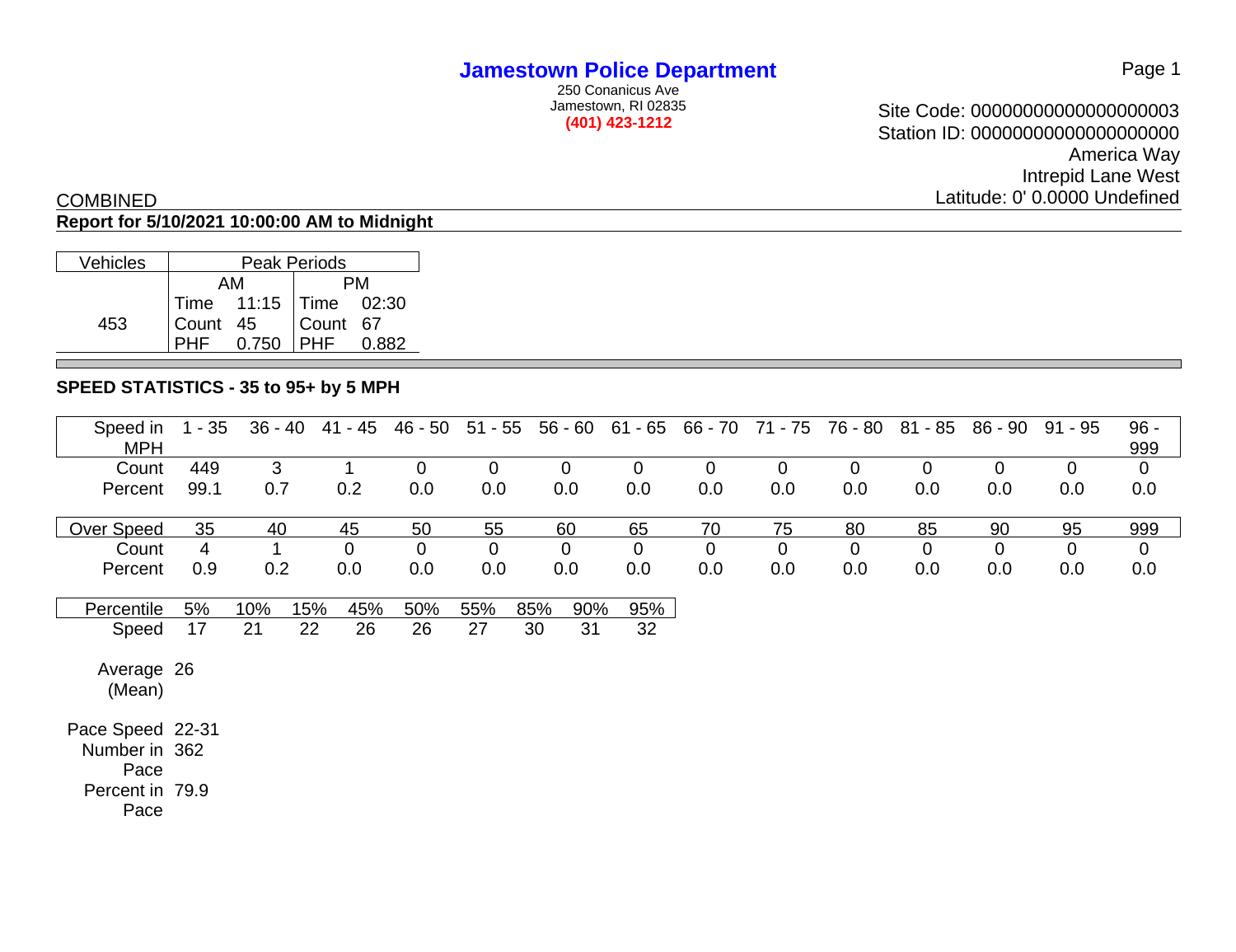# Jamestown Police Department

250 Conanicus Ave
Jamestown, RI 02835
**(401) 423-1212**

Site Code: 00000000000000000003
Station ID: 00000000000000000000
America Way
Intrepid Lane West
Latitude: 0' 0.0000 Undefined

COMBINED

**Report for 5/10/2021 10:00:00 AM to Midnight**

| Vehicles | Peak Periods | | | |
|---|---|---|---|---|
| | AM | | PM | |
| | Time | 11:15 | Time | 02:30 |
| 453 | Count | 45 | Count | 67 |
| | PHF | 0.750 | PHF | 0.882 |

## SPEED STATISTICS - 35 to 95+ by 5 MPH

| Speed in MPH | 1 - 35 | 36 - 40 | 41 - 45 | 46 - 50 | 51 - 55 | 56 - 60 | 61 - 65 | 66 - 70 | 71 - 75 | 76 - 80 | 81 - 85 | 86 - 90 | 91 - 95 | 96 - 999 |
|---|---|---|---|---|---|---|---|---|---|---|---|---|---|---|
| Count | 449 | 3 | 1 | 0 | 0 | 0 | 0 | 0 | 0 | 0 | 0 | 0 | 0 | 0 |
| Percent | 99.1 | 0.7 | 0.2 | 0.0 | 0.0 | 0.0 | 0.0 | 0.0 | 0.0 | 0.0 | 0.0 | 0.0 | 0.0 | 0.0 |

| Over Speed | 35 | 40 | 45 | 50 | 55 | 60 | 65 | 70 | 75 | 80 | 85 | 90 | 95 | 999 |
|---|---|---|---|---|---|---|---|---|---|---|---|---|---|---|
| Count | 4 | 1 | 0 | 0 | 0 | 0 | 0 | 0 | 0 | 0 | 0 | 0 | 0 | 0 |
| Percent | 0.9 | 0.2 | 0.0 | 0.0 | 0.0 | 0.0 | 0.0 | 0.0 | 0.0 | 0.0 | 0.0 | 0.0 | 0.0 | 0.0 |

| Percentile | 5% | 10% | 15% | 45% | 50% | 55% | 85% | 90% | 95% |
|---|---|---|---|---|---|---|---|---|---|
| Speed | 17 | 21 | 22 | 26 | 26 | 27 | 30 | 31 | 32 |

Average (Mean) 26

Pace Speed 22-31
Number in Pace 362
Percent in Pace 79.9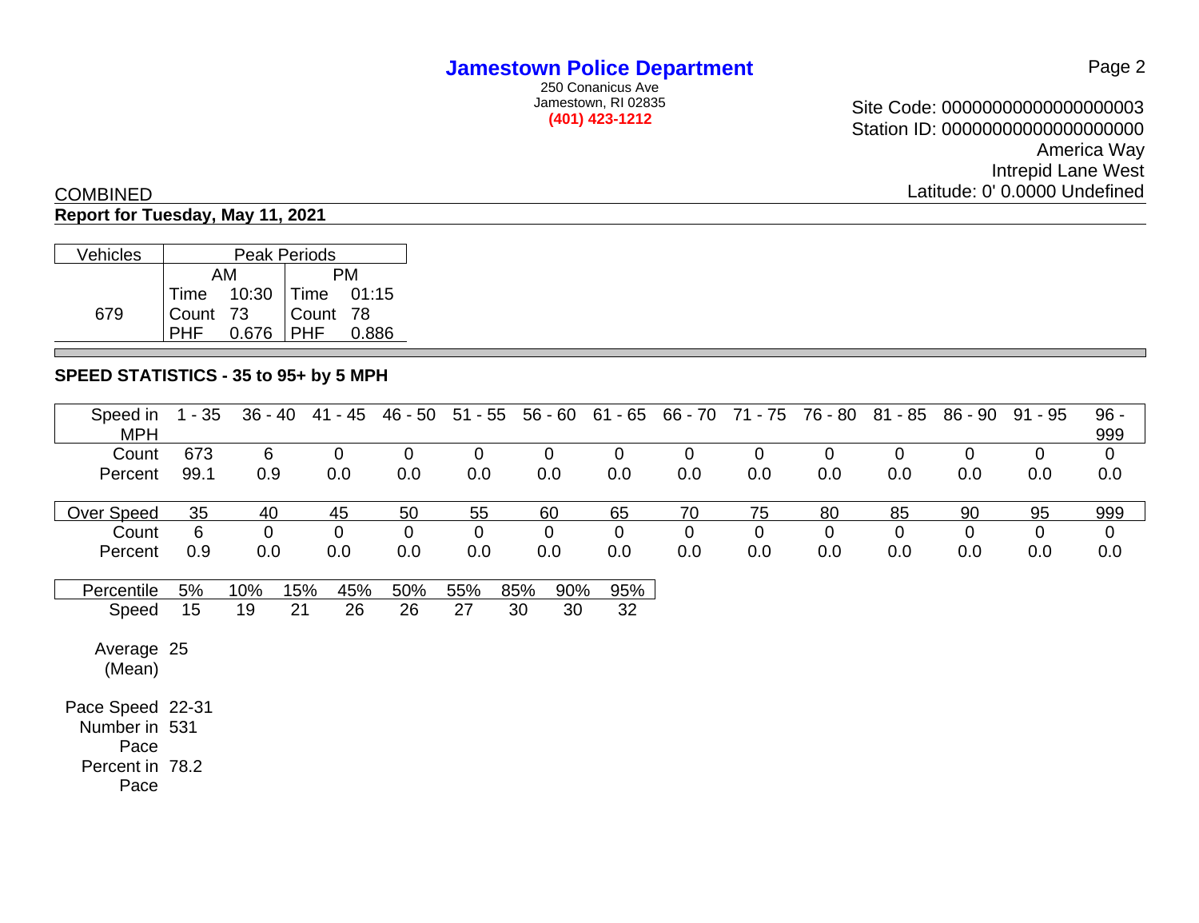# Jamestown Police Department

250 Conanicus Ave
Jamestown, RI 02835
**(401) 423-1212**

Site Code: 00000000000000000003
Station ID: 00000000000000000000
America Way
Intrepid Lane West
Latitude: 0' 0.0000 Undefined

COMBINED

**Report for Tuesday, May 11, 2021**

| Vehicles | Peak Periods | | | |
|---|---|---|---|---|
| | AM | | PM | |
| | Time | 10:30 | Time | 01:15 |
| 679 | Count | 73 | Count | 78 |
| | PHF | 0.676 | PHF | 0.886 |

## SPEED STATISTICS - 35 to 95+ by 5 MPH

| Speed in MPH | 1 - 35 | 36 - 40 | 41 - 45 | 46 - 50 | 51 - 55 | 56 - 60 | 61 - 65 | 66 - 70 | 71 - 75 | 76 - 80 | 81 - 85 | 86 - 90 | 91 - 95 | 96 - 999 |
|---|---|---|---|---|---|---|---|---|---|---|---|---|---|---|
| Count | 673 | 6 | 0 | 0 | 0 | 0 | 0 | 0 | 0 | 0 | 0 | 0 | 0 | 0 |
| Percent | 99.1 | 0.9 | 0.0 | 0.0 | 0.0 | 0.0 | 0.0 | 0.0 | 0.0 | 0.0 | 0.0 | 0.0 | 0.0 | 0.0 |

| Over Speed | 35 | 40 | 45 | 50 | 55 | 60 | 65 | 70 | 75 | 80 | 85 | 90 | 95 | 999 |
|---|---|---|---|---|---|---|---|---|---|---|---|---|---|---|
| Count | 6 | 0 | 0 | 0 | 0 | 0 | 0 | 0 | 0 | 0 | 0 | 0 | 0 | 0 |
| Percent | 0.9 | 0.0 | 0.0 | 0.0 | 0.0 | 0.0 | 0.0 | 0.0 | 0.0 | 0.0 | 0.0 | 0.0 | 0.0 | 0.0 |

| Percentile | 5% | 10% | 15% | 45% | 50% | 55% | 85% | 90% | 95% |
|---|---|---|---|---|---|---|---|---|---|
| Speed | 15 | 19 | 21 | 26 | 26 | 27 | 30 | 30 | 32 |

Average (Mean) 25

Pace Speed 22-31
Number in Pace 531
Percent in Pace 78.2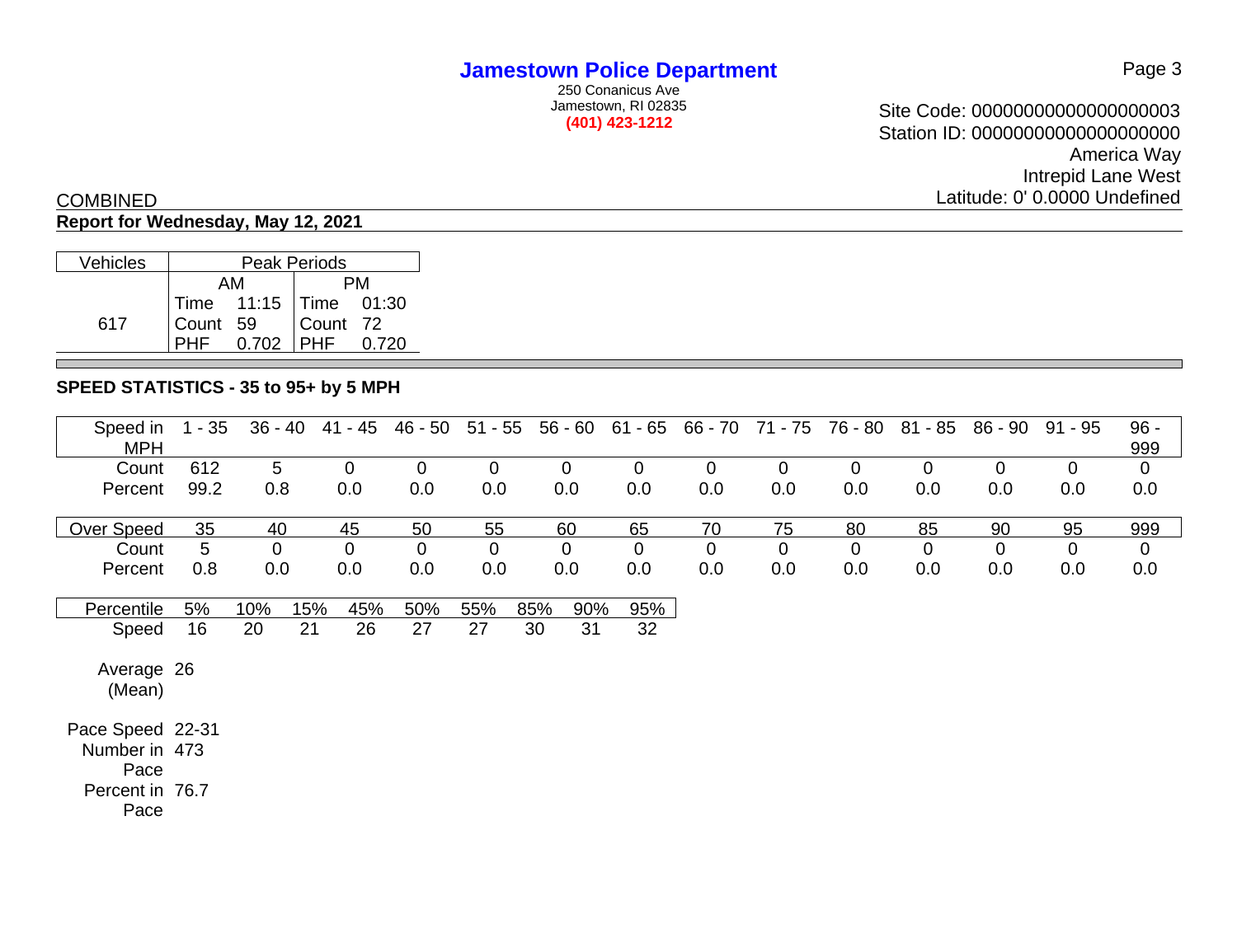# Jamestown Police Department

250 Conanicus Ave
Jamestown, RI 02835
**(401) 423-1212**

Site Code: 00000000000000000003
Station ID: 00000000000000000000
America Way
Intrepid Lane West
Latitude: 0' 0.0000 Undefined

COMBINED

**Report for Wednesday, May 12, 2021**

| Vehicles | Peak Periods | | | |
|---|---|---|---|---|
| | AM | | PM | |
| | Time | 11:15 | Time | 01:30 |
| 617 | Count | 59 | Count | 72 |
| | PHF | 0.702 | PHF | 0.720 |

## SPEED STATISTICS - 35 to 95+ by 5 MPH

| Speed in MPH | 1 - 35 | 36 - 40 | 41 - 45 | 46 - 50 | 51 - 55 | 56 - 60 | 61 - 65 | 66 - 70 | 71 - 75 | 76 - 80 | 81 - 85 | 86 - 90 | 91 - 95 | 96 - 999 |
|---|---|---|---|---|---|---|---|---|---|---|---|---|---|---|
| Count | 612 | 5 | 0 | 0 | 0 | 0 | 0 | 0 | 0 | 0 | 0 | 0 | 0 | 0 |
| Percent | 99.2 | 0.8 | 0.0 | 0.0 | 0.0 | 0.0 | 0.0 | 0.0 | 0.0 | 0.0 | 0.0 | 0.0 | 0.0 | 0.0 |

| Over Speed | 35 | 40 | 45 | 50 | 55 | 60 | 65 | 70 | 75 | 80 | 85 | 90 | 95 | 999 |
|---|---|---|---|---|---|---|---|---|---|---|---|---|---|---|
| Count | 5 | 0 | 0 | 0 | 0 | 0 | 0 | 0 | 0 | 0 | 0 | 0 | 0 | 0 |
| Percent | 0.8 | 0.0 | 0.0 | 0.0 | 0.0 | 0.0 | 0.0 | 0.0 | 0.0 | 0.0 | 0.0 | 0.0 | 0.0 | 0.0 |

| Percentile | 5% | 10% | 15% | 45% | 50% | 55% | 85% | 90% | 95% |
|---|---|---|---|---|---|---|---|---|---|
| Speed | 16 | 20 | 21 | 26 | 27 | 27 | 30 | 31 | 32 |

Average (Mean) 26

Pace Speed 22-31

Number in Pace 473

Percent in Pace 76.7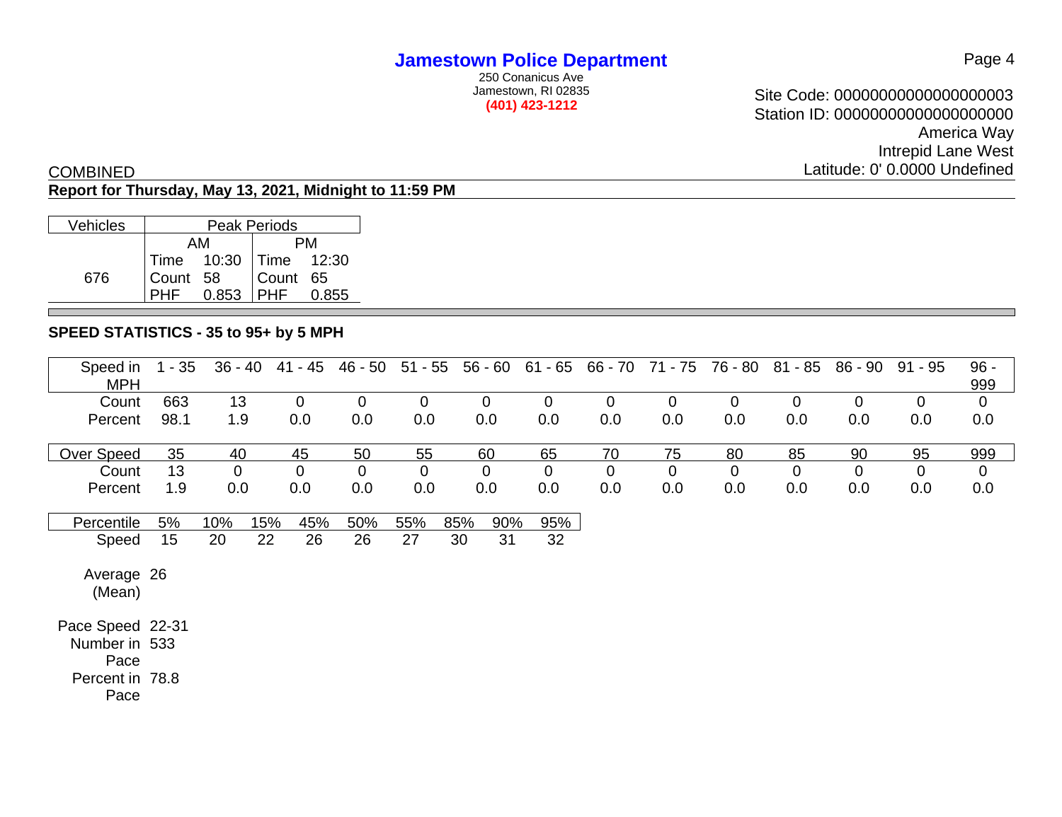## Jamestown Police Department

250 Conanicus Ave
Jamestown, RI 02835
**(401) 423-1212**

Site Code: 00000000000000000003
Station ID: 00000000000000000000
America Way
Intrepid Lane West
Latitude: 0' 0.0000 Undefined

COMBINED

**Report for Thursday, May 13, 2021, Midnight to 11:59 PM**

| Vehicles | Peak Periods | | | |
|---|---|---|---|---|
| | AM | | PM | |
| 676 | Time | 10:30 | Time | 12:30 |
| | Count | 58 | Count | 65 |
| | PHF | 0.853 | PHF | 0.855 |

### SPEED STATISTICS - 35 to 95+ by 5 MPH

| Speed in MPH | 1 - 35 | 36 - 40 | 41 - 45 | 46 - 50 | 51 - 55 | 56 - 60 | 61 - 65 | 66 - 70 | 71 - 75 | 76 - 80 | 81 - 85 | 86 - 90 | 91 - 95 | 96 - 999 |
|---|---|---|---|---|---|---|---|---|---|---|---|---|---|---|
| Count | 663 | 13 | 0 | 0 | 0 | 0 | 0 | 0 | 0 | 0 | 0 | 0 | 0 | 0 |
| Percent | 98.1 | 1.9 | 0.0 | 0.0 | 0.0 | 0.0 | 0.0 | 0.0 | 0.0 | 0.0 | 0.0 | 0.0 | 0.0 | 0.0 |

| Over Speed | 35 | 40 | 45 | 50 | 55 | 60 | 65 | 70 | 75 | 80 | 85 | 90 | 95 | 999 |
|---|---|---|---|---|---|---|---|---|---|---|---|---|---|---|
| Count | 13 | 0 | 0 | 0 | 0 | 0 | 0 | 0 | 0 | 0 | 0 | 0 | 0 | 0 |
| Percent | 1.9 | 0.0 | 0.0 | 0.0 | 0.0 | 0.0 | 0.0 | 0.0 | 0.0 | 0.0 | 0.0 | 0.0 | 0.0 | 0.0 |

| Percentile | 5% | 10% | 15% | 45% | 50% | 55% | 85% | 90% | 95% |
|---|---|---|---|---|---|---|---|---|---|
| Speed | 15 | 20 | 22 | 26 | 26 | 27 | 30 | 31 | 32 |

Average (Mean) 26

Pace Speed 22-31

Number in Pace 533

Percent in Pace 78.8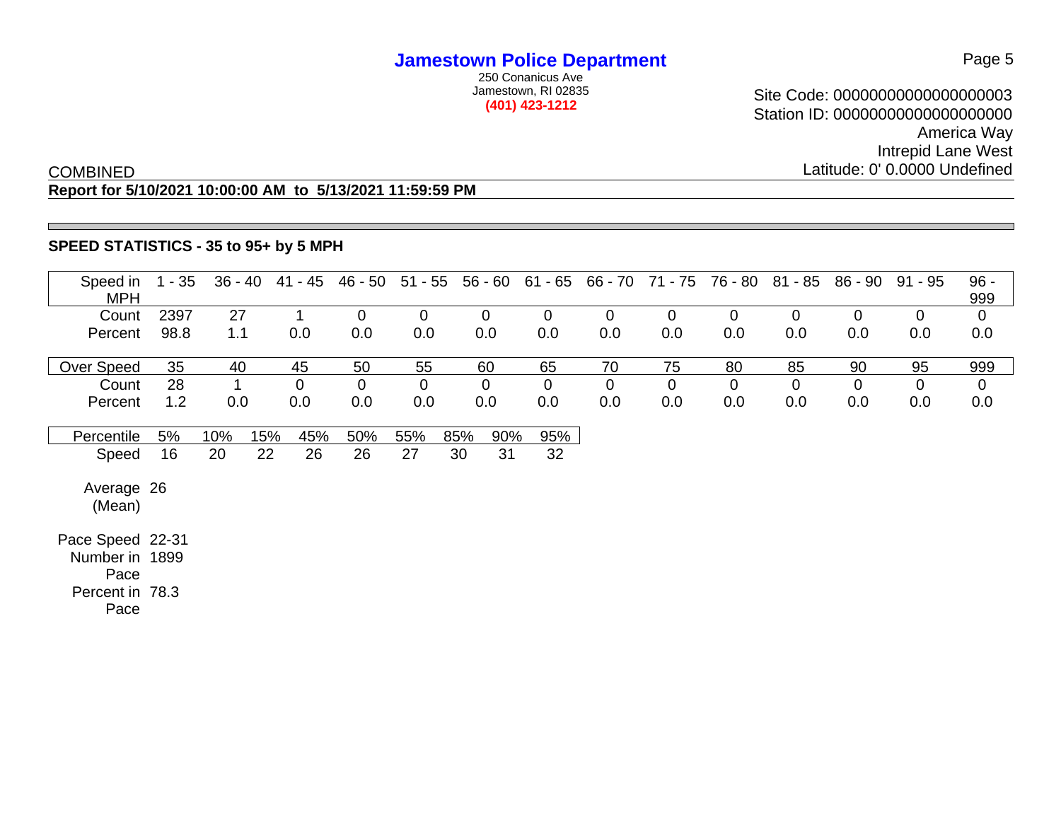# Jamestown Police Department

250 Conanicus Ave
Jamestown, RI 02835
**(401) 423-1212**

Site Code: 00000000000000000003
Station ID: 00000000000000000000
America Way
Intrepid Lane West
Latitude: 0' 0.0000 Undefined

COMBINED

**Report for 5/10/2021 10:00:00 AM to 5/13/2021 11:59:59 PM**

## SPEED STATISTICS - 35 to 95+ by 5 MPH

| Speed in MPH | 1 - 35 | 36 - 40 | 41 - 45 | 46 - 50 | 51 - 55 | 56 - 60 | 61 - 65 | 66 - 70 | 71 - 75 | 76 - 80 | 81 - 85 | 86 - 90 | 91 - 95 | 96 - 999 |
|---|---|---|---|---|---|---|---|---|---|---|---|---|---|---|
| Count | 2397 | 27 | 1 | 0 | 0 | 0 | 0 | 0 | 0 | 0 | 0 | 0 | 0 | 0 |
| Percent | 98.8 | 1.1 | 0.0 | 0.0 | 0.0 | 0.0 | 0.0 | 0.0 | 0.0 | 0.0 | 0.0 | 0.0 | 0.0 | 0.0 |

| Over Speed | 35 | 40 | 45 | 50 | 55 | 60 | 65 | 70 | 75 | 80 | 85 | 90 | 95 | 999 |
|---|---|---|---|---|---|---|---|---|---|---|---|---|---|---|
| Count | 28 | 1 | 0 | 0 | 0 | 0 | 0 | 0 | 0 | 0 | 0 | 0 | 0 | 0 |
| Percent | 1.2 | 0.0 | 0.0 | 0.0 | 0.0 | 0.0 | 0.0 | 0.0 | 0.0 | 0.0 | 0.0 | 0.0 | 0.0 | 0.0 |

| Percentile | 5% | 10% | 15% | 45% | 50% | 55% | 85% | 90% | 95% |
|---|---|---|---|---|---|---|---|---|---|
| Speed | 16 | 20 | 22 | 26 | 26 | 27 | 30 | 31 | 32 |

Average (Mean) 26

Pace Speed 22-31

Number in Pace 1899

Percent in Pace 78.3